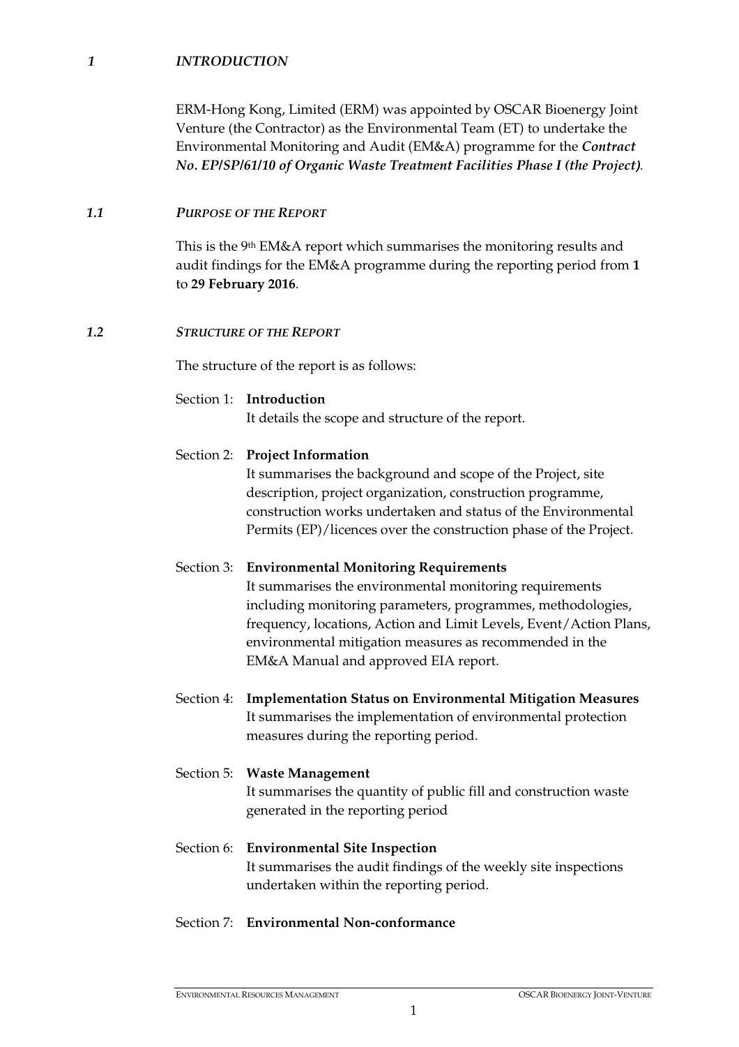# *1 INTRODUCTION*

ERM-Hong Kong, Limited (ERM) was appointed by OSCAR Bioenergy Joint Venture (the Contractor) as the Environmental Team (ET) to undertake the Environmental Monitoring and Audit (EM&A) programme for the ***Contract No. EP/SP/61/10 of Organic Waste Treatment Facilities Phase I (the Project)***.

## *1.1 PURPOSE OF THE REPORT*

This is the 9th EM&A report which summarises the monitoring results and audit findings for the EM&A programme during the reporting period from **1** to **29 February 2016**.

## *1.2 STRUCTURE OF THE REPORT*

The structure of the report is as follows:

Section 1: **Introduction**
It details the scope and structure of the report.

Section 2: **Project Information**
It summarises the background and scope of the Project, site description, project organization, construction programme, construction works undertaken and status of the Environmental Permits (EP)/licences over the construction phase of the Project.

Section 3: **Environmental Monitoring Requirements**
It summarises the environmental monitoring requirements including monitoring parameters, programmes, methodologies, frequency, locations, Action and Limit Levels, Event/Action Plans, environmental mitigation measures as recommended in the EM&A Manual and approved EIA report.

Section 4: **Implementation Status on Environmental Mitigation Measures**
It summarises the implementation of environmental protection measures during the reporting period.

Section 5: **Waste Management**
It summarises the quantity of public fill and construction waste generated in the reporting period

Section 6: **Environmental Site Inspection**
It summarises the audit findings of the weekly site inspections undertaken within the reporting period.

Section 7: **Environmental Non-conformance**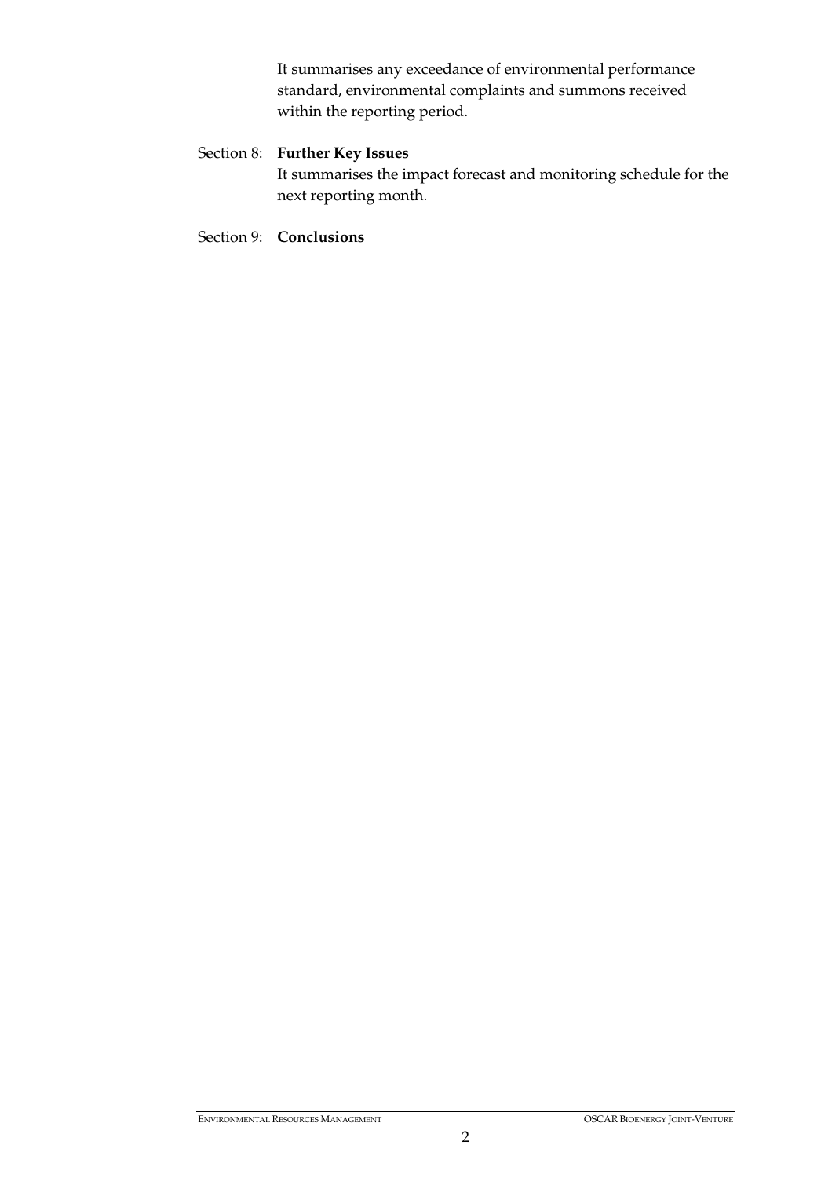It summarises any exceedance of environmental performance standard, environmental complaints and summons received within the reporting period.

Section 8: **Further Key Issues**

It summarises the impact forecast and monitoring schedule for the next reporting month.

Section 9: **Conclusions**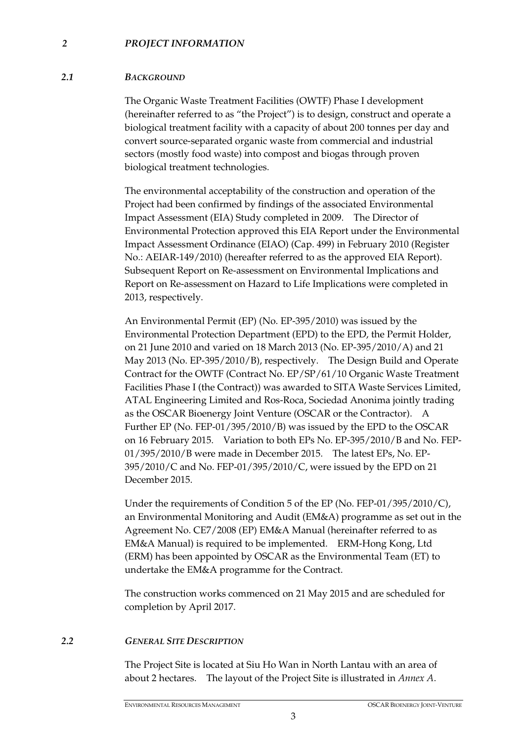## 2 *PROJECT INFORMATION*

### 2.1 *BACKGROUND*

The Organic Waste Treatment Facilities (OWTF) Phase I development (hereinafter referred to as "the Project") is to design, construct and operate a biological treatment facility with a capacity of about 200 tonnes per day and convert source-separated organic waste from commercial and industrial sectors (mostly food waste) into compost and biogas through proven biological treatment technologies.

The environmental acceptability of the construction and operation of the Project had been confirmed by findings of the associated Environmental Impact Assessment (EIA) Study completed in 2009. The Director of Environmental Protection approved this EIA Report under the Environmental Impact Assessment Ordinance (EIAO) (Cap. 499) in February 2010 (Register No.: AEIAR-149/2010) (hereafter referred to as the approved EIA Report). Subsequent Report on Re-assessment on Environmental Implications and Report on Re-assessment on Hazard to Life Implications were completed in 2013, respectively.

An Environmental Permit (EP) (No. EP-395/2010) was issued by the Environmental Protection Department (EPD) to the EPD, the Permit Holder, on 21 June 2010 and varied on 18 March 2013 (No. EP-395/2010/A) and 21 May 2013 (No. EP-395/2010/B), respectively. The Design Build and Operate Contract for the OWTF (Contract No. EP/SP/61/10 Organic Waste Treatment Facilities Phase I (the Contract)) was awarded to SITA Waste Services Limited, ATAL Engineering Limited and Ros-Roca, Sociedad Anonima jointly trading as the OSCAR Bioenergy Joint Venture (OSCAR or the Contractor). A Further EP (No. FEP-01/395/2010/B) was issued by the EPD to the OSCAR on 16 February 2015. Variation to both EPs No. EP-395/2010/B and No. FEP-01/395/2010/B were made in December 2015. The latest EPs, No. EP-395/2010/C and No. FEP-01/395/2010/C, were issued by the EPD on 21 December 2015.

Under the requirements of Condition 5 of the EP (No. FEP-01/395/2010/C), an Environmental Monitoring and Audit (EM&A) programme as set out in the Agreement No. CE7/2008 (EP) EM&A Manual (hereinafter referred to as EM&A Manual) is required to be implemented. ERM-Hong Kong, Ltd (ERM) has been appointed by OSCAR as the Environmental Team (ET) to undertake the EM&A programme for the Contract.

The construction works commenced on 21 May 2015 and are scheduled for completion by April 2017.

### 2.2 *GENERAL SITE DESCRIPTION*

The Project Site is located at Siu Ho Wan in North Lantau with an area of about 2 hectares. The layout of the Project Site is illustrated in *Annex A*.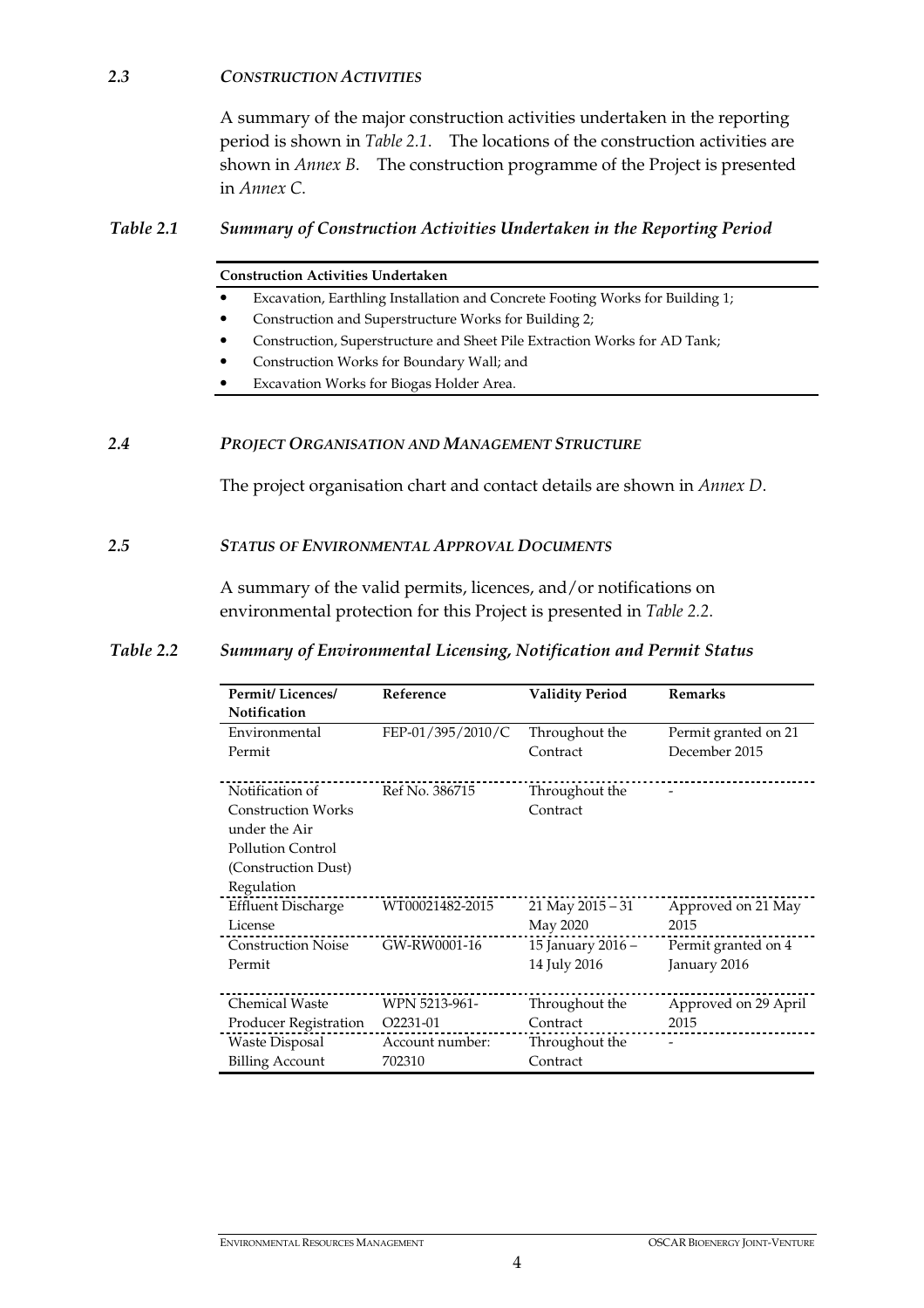### *2.3 CONSTRUCTION ACTIVITIES*

A summary of the major construction activities undertaken in the reporting period is shown in *Table 2.1*. The locations of the construction activities are shown in *Annex B*. The construction programme of the Project is presented in *Annex C*.

***Table 2.1 Summary of Construction Activities Undertaken in the Reporting Period***

| Construction Activities Undertaken |
|---|
| • Excavation, Earthling Installation and Concrete Footing Works for Building 1; |
| • Construction and Superstructure Works for Building 2; |
| • Construction, Superstructure and Sheet Pile Extraction Works for AD Tank; |
| • Construction Works for Boundary Wall; and |
| • Excavation Works for Biogas Holder Area. |

### *2.4 PROJECT ORGANISATION AND MANAGEMENT STRUCTURE*

The project organisation chart and contact details are shown in *Annex D*.

### *2.5 STATUS OF ENVIRONMENTAL APPROVAL DOCUMENTS*

A summary of the valid permits, licences, and/or notifications on environmental protection for this Project is presented in *Table 2.2*.

***Table 2.2 Summary of Environmental Licensing, Notification and Permit Status***

| Permit/ Licences/ Notification | Reference | Validity Period | Remarks |
|---|---|---|---|
| Environmental Permit | FEP-01/395/2010/C | Throughout the Contract | Permit granted on 21 December 2015 |
| Notification of Construction Works under the Air Pollution Control (Construction Dust) Regulation | Ref No. 386715 | Throughout the Contract | - |
| Effluent Discharge License | WT00021482-2015 | 21 May 2015 – 31 May 2020 | Approved on 21 May 2015 |
| Construction Noise Permit | GW-RW0001-16 | 15 January 2016 – 14 July 2016 | Permit granted on 4 January 2016 |
| Chemical Waste Producer Registration | WPN 5213-961-O2231-01 | Throughout the Contract | Approved on 29 April 2015 |
| Waste Disposal Billing Account | Account number: 702310 | Throughout the Contract | - |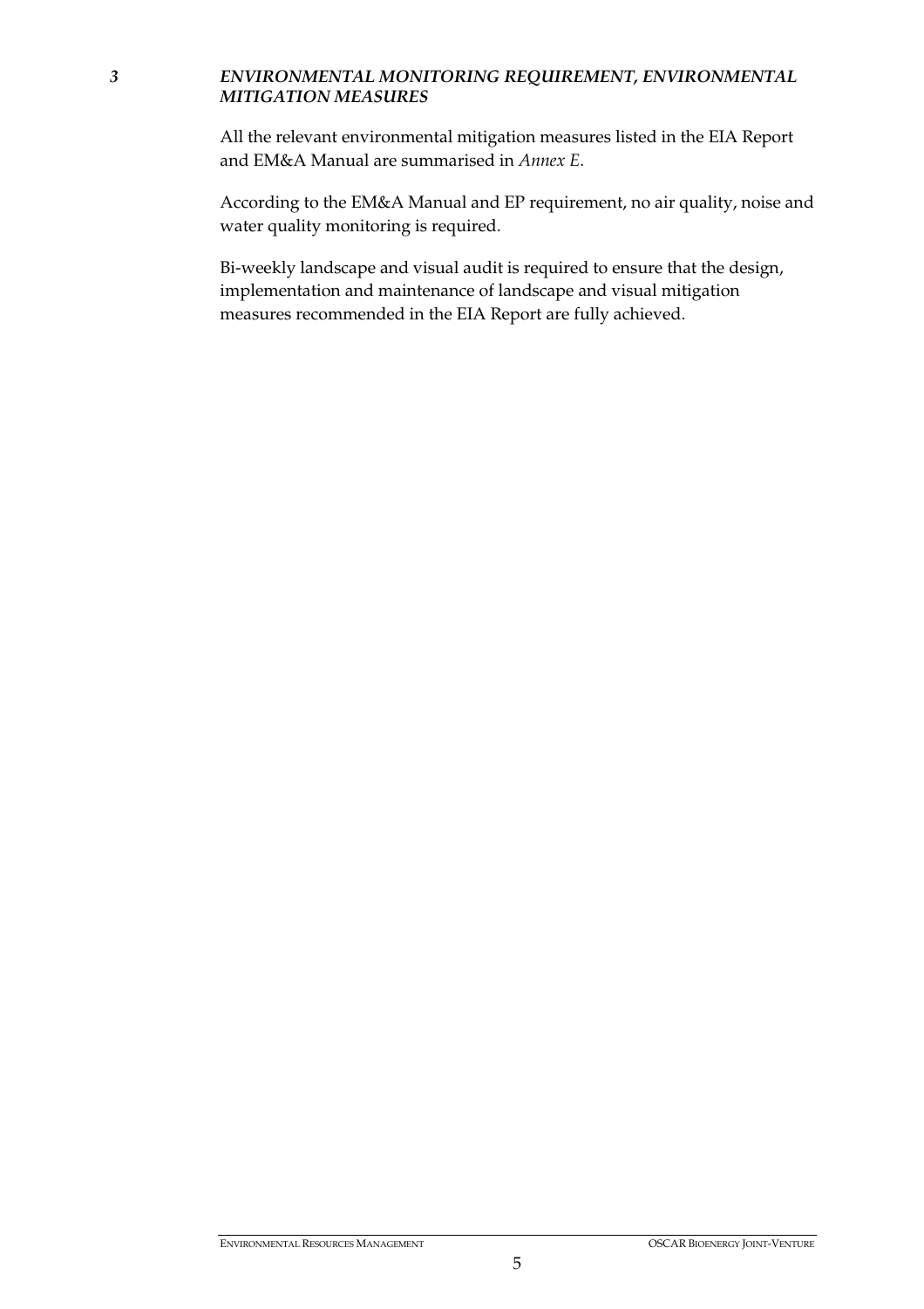# *3 ENVIRONMENTAL MONITORING REQUIREMENT, ENVIRONMENTAL MITIGATION MEASURES*

All the relevant environmental mitigation measures listed in the EIA Report and EM&A Manual are summarised in *Annex E*.

According to the EM&A Manual and EP requirement, no air quality, noise and water quality monitoring is required.

Bi-weekly landscape and visual audit is required to ensure that the design, implementation and maintenance of landscape and visual mitigation measures recommended in the EIA Report are fully achieved.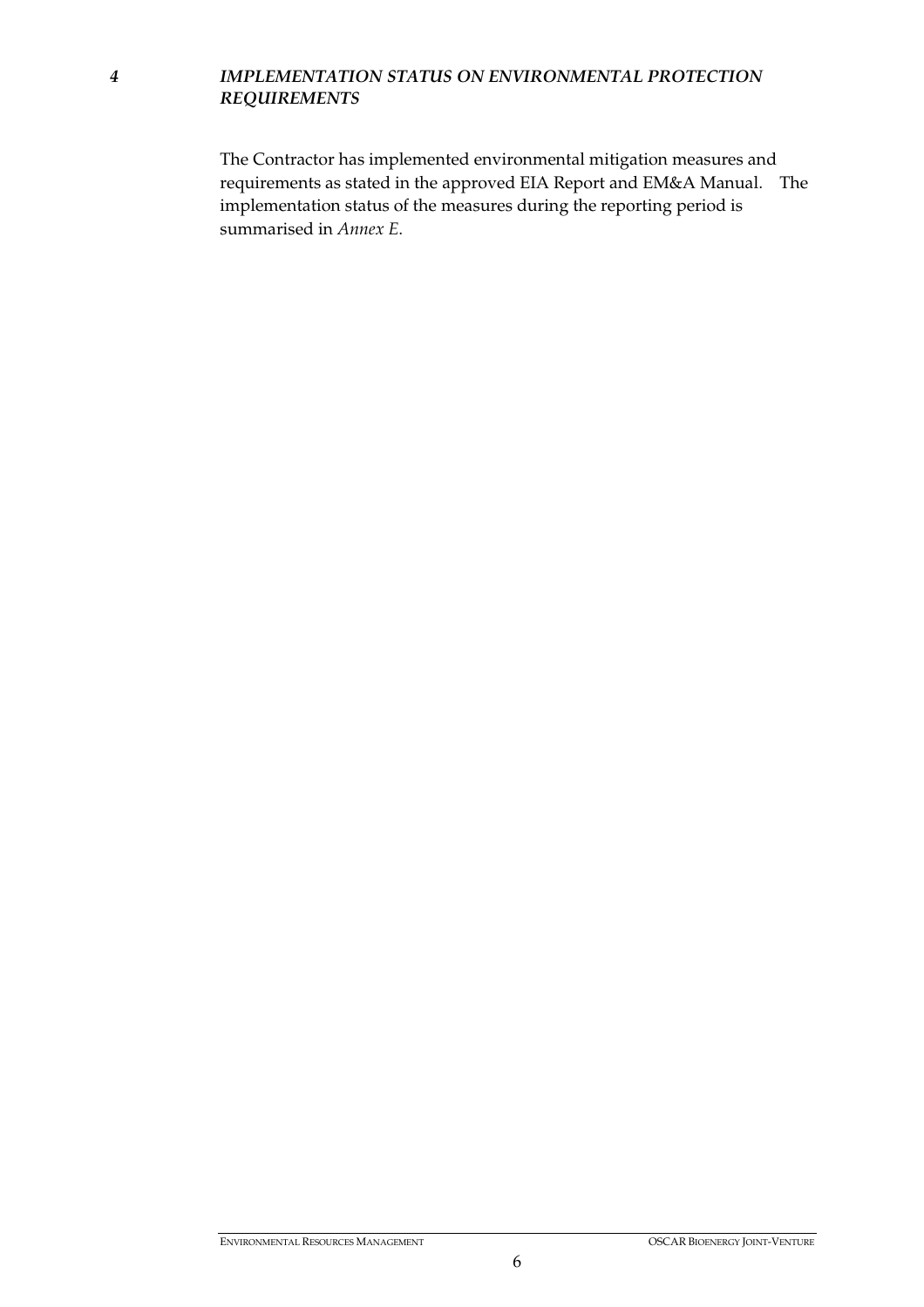# *4 IMPLEMENTATION STATUS ON ENVIRONMENTAL PROTECTION REQUIREMENTS*

The Contractor has implemented environmental mitigation measures and requirements as stated in the approved EIA Report and EM&A Manual. The implementation status of the measures during the reporting period is summarised in *Annex E*.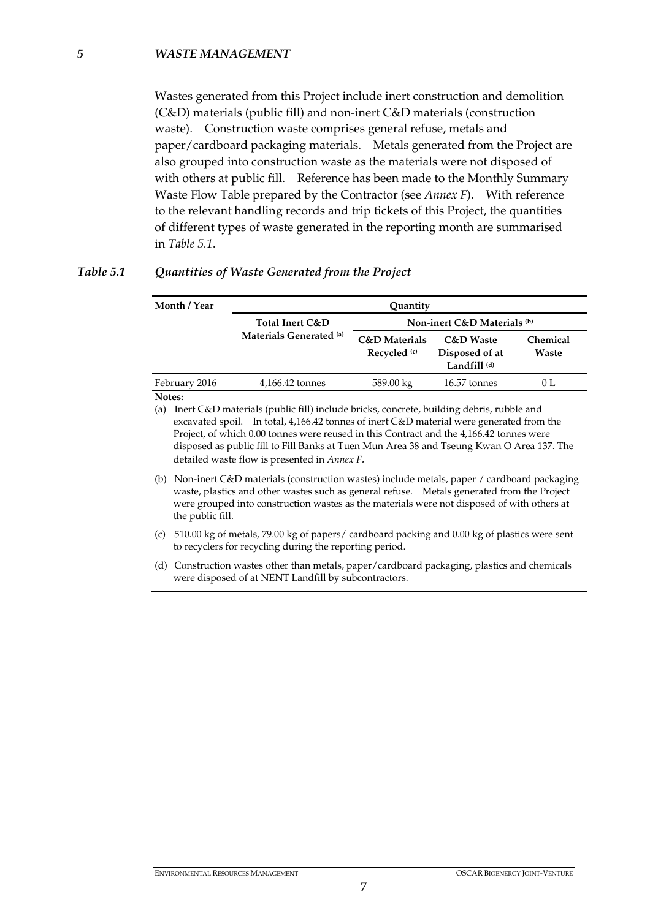# 5 WASTE MANAGEMENT

Wastes generated from this Project include inert construction and demolition (C&D) materials (public fill) and non-inert C&D materials (construction waste). Construction waste comprises general refuse, metals and paper/cardboard packaging materials. Metals generated from the Project are also grouped into construction waste as the materials were not disposed of with others at public fill. Reference has been made to the Monthly Summary Waste Flow Table prepared by the Contractor (see *Annex F*). With reference to the relevant handling records and trip tickets of this Project, the quantities of different types of waste generated in the reporting month are summarised in *Table 5.1*.

***Table 5.1 Quantities of Waste Generated from the Project***

| Month / Year | Quantity | | | |
|---|---|---|---|---|
| | Total Inert C&D Materials Generated (a) | Non-inert C&D Materials (b) | | |
| | | C&D Materials Recycled (c) | C&D Waste Disposed of at Landfill (d) | Chemical Waste |
| February 2016 | 4,166.42 tonnes | 589.00 kg | 16.57 tonnes | 0 L |

**Notes:**

(a) Inert C&D materials (public fill) include bricks, concrete, building debris, rubble and excavated spoil. In total, 4,166.42 tonnes of inert C&D material were generated from the Project, of which 0.00 tonnes were reused in this Contract and the 4,166.42 tonnes were disposed as public fill to Fill Banks at Tuen Mun Area 38 and Tseung Kwan O Area 137. The detailed waste flow is presented in *Annex F*.

(b) Non-inert C&D materials (construction wastes) include metals, paper / cardboard packaging waste, plastics and other wastes such as general refuse. Metals generated from the Project were grouped into construction wastes as the materials were not disposed of with others at the public fill.

(c) 510.00 kg of metals, 79.00 kg of papers/ cardboard packing and 0.00 kg of plastics were sent to recyclers for recycling during the reporting period.

(d) Construction wastes other than metals, paper/cardboard packaging, plastics and chemicals were disposed of at NENT Landfill by subcontractors.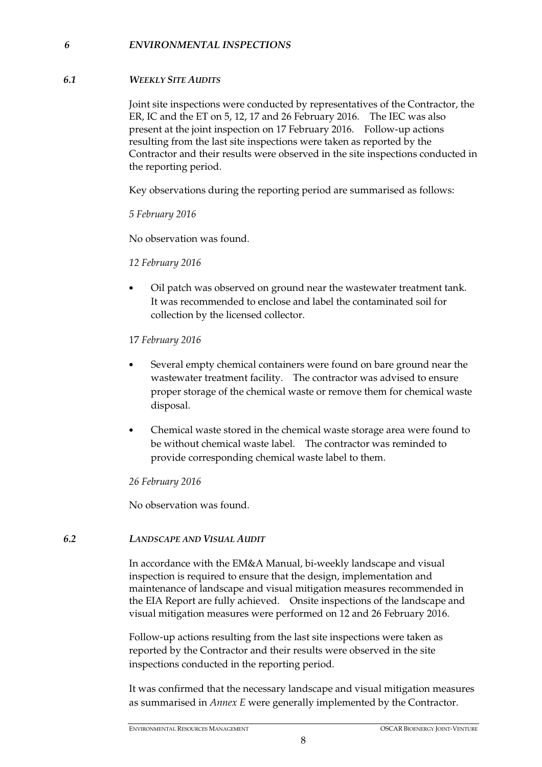## *6 ENVIRONMENTAL INSPECTIONS*

### *6.1 WEEKLY SITE AUDITS*

Joint site inspections were conducted by representatives of the Contractor, the ER, IC and the ET on 5, 12, 17 and 26 February 2016. The IEC was also present at the joint inspection on 17 February 2016. Follow-up actions resulting from the last site inspections were taken as reported by the Contractor and their results were observed in the site inspections conducted in the reporting period.

Key observations during the reporting period are summarised as follows:

*5 February 2016*

No observation was found.

*12 February 2016*

- Oil patch was observed on ground near the wastewater treatment tank. It was recommended to enclose and label the contaminated soil for collection by the licensed collector.

1*7 February 2016*

- Several empty chemical containers were found on bare ground near the wastewater treatment facility. The contractor was advised to ensure proper storage of the chemical waste or remove them for chemical waste disposal.
- Chemical waste stored in the chemical waste storage area were found to be without chemical waste label. The contractor was reminded to provide corresponding chemical waste label to them.

*26 February 2016*

No observation was found.

### *6.2 LANDSCAPE AND VISUAL AUDIT*

In accordance with the EM&A Manual, bi-weekly landscape and visual inspection is required to ensure that the design, implementation and maintenance of landscape and visual mitigation measures recommended in the EIA Report are fully achieved. Onsite inspections of the landscape and visual mitigation measures were performed on 12 and 26 February 2016.

Follow-up actions resulting from the last site inspections were taken as reported by the Contractor and their results were observed in the site inspections conducted in the reporting period.

It was confirmed that the necessary landscape and visual mitigation measures as summarised in *Annex E* were generally implemented by the Contractor.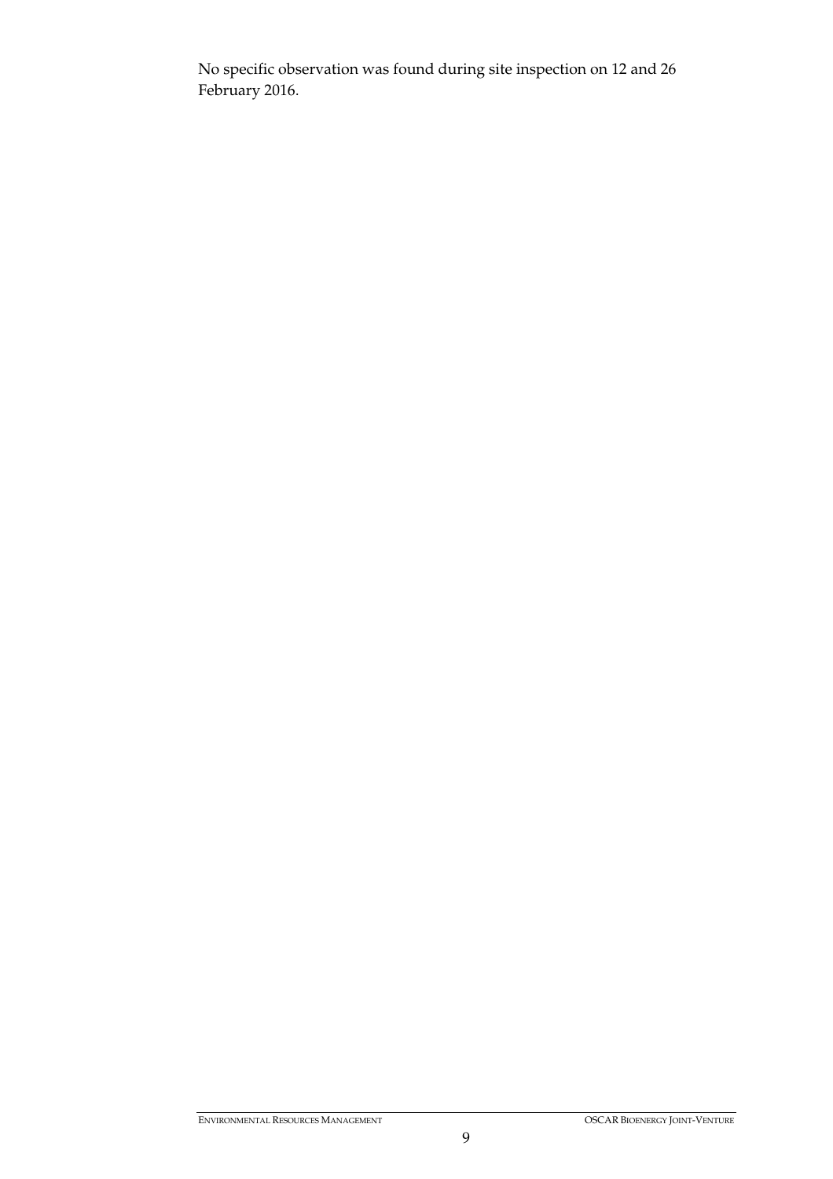No specific observation was found during site inspection on 12 and 26 February 2016.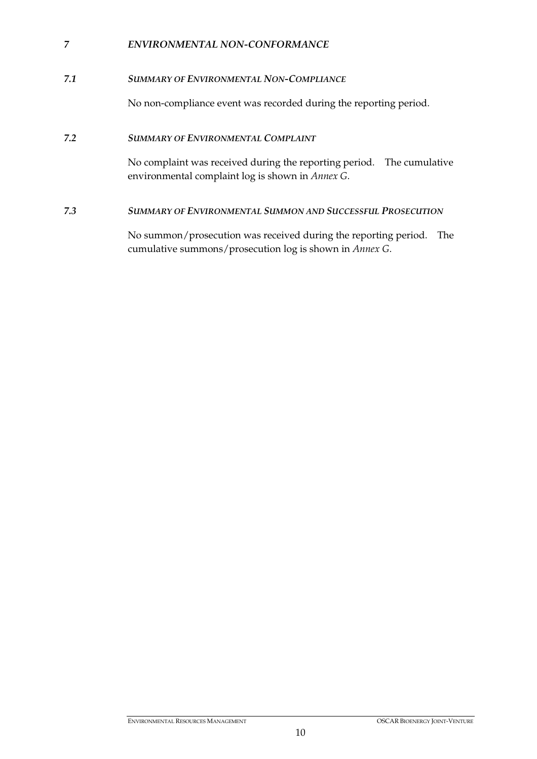# 7 *ENVIRONMENTAL NON-CONFORMANCE*

## 7.1 *SUMMARY OF ENVIRONMENTAL NON-COMPLIANCE*

No non-compliance event was recorded during the reporting period.

## 7.2 *SUMMARY OF ENVIRONMENTAL COMPLAINT*

No complaint was received during the reporting period. The cumulative environmental complaint log is shown in *Annex G*.

## 7.3 *SUMMARY OF ENVIRONMENTAL SUMMON AND SUCCESSFUL PROSECUTION*

No summon/prosecution was received during the reporting period. The cumulative summons/prosecution log is shown in *Annex G*.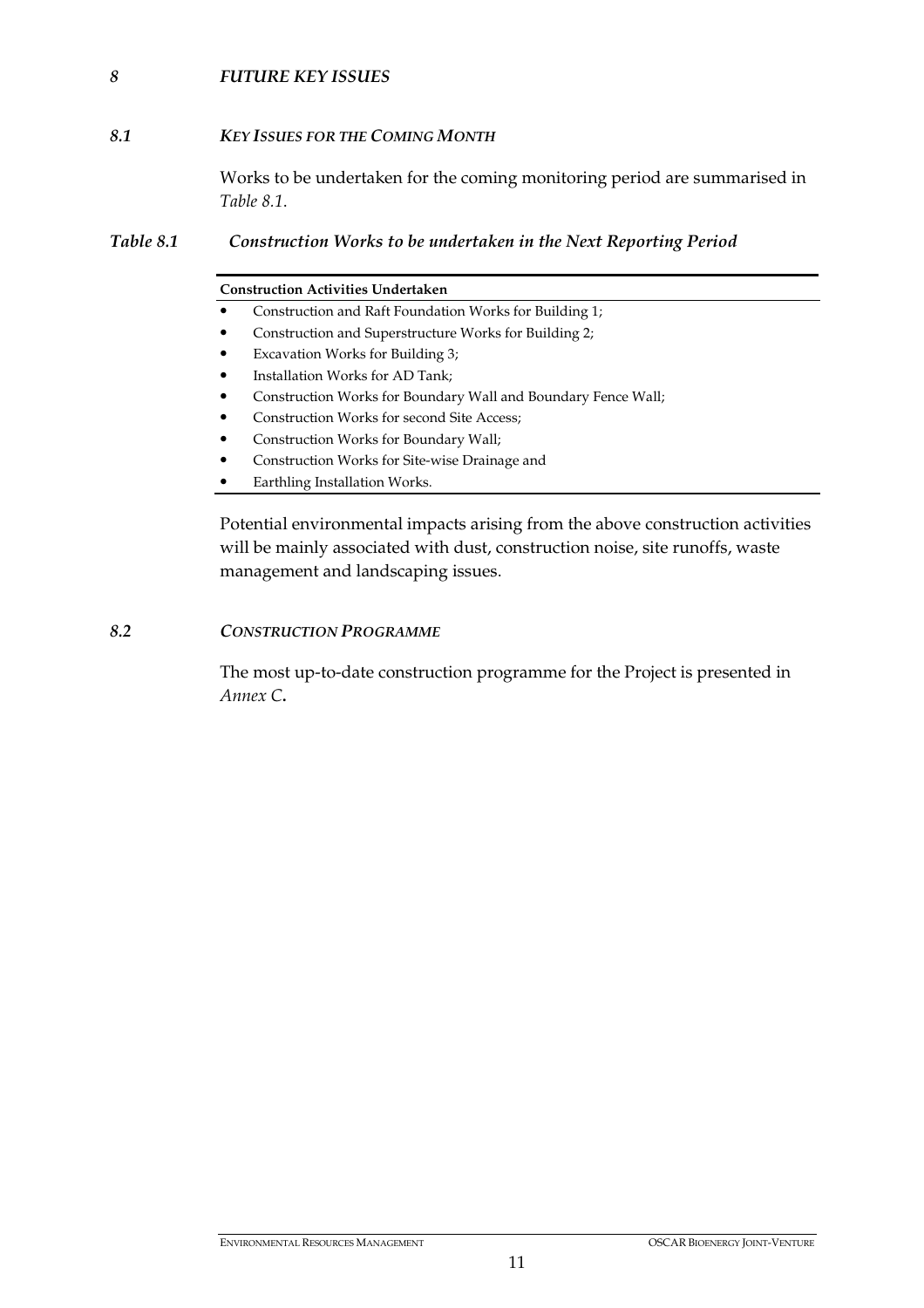# 8 FUTURE KEY ISSUES

## 8.1 KEY ISSUES FOR THE COMING MONTH

Works to be undertaken for the coming monitoring period are summarised in *Table 8.1*.

*Table 8.1 Construction Works to be undertaken in the Next Reporting Period*

| Construction Activities Undertaken |
|---|
| • Construction and Raft Foundation Works for Building 1;<br>• Construction and Superstructure Works for Building 2;<br>• Excavation Works for Building 3;<br>• Installation Works for AD Tank;<br>• Construction Works for Boundary Wall and Boundary Fence Wall;<br>• Construction Works for second Site Access;<br>• Construction Works for Boundary Wall;<br>• Construction Works for Site-wise Drainage and<br>• Earthling Installation Works. |

Potential environmental impacts arising from the above construction activities will be mainly associated with dust, construction noise, site runoffs, waste management and landscaping issues.

## 8.2 CONSTRUCTION PROGRAMME

The most up-to-date construction programme for the Project is presented in *Annex C*.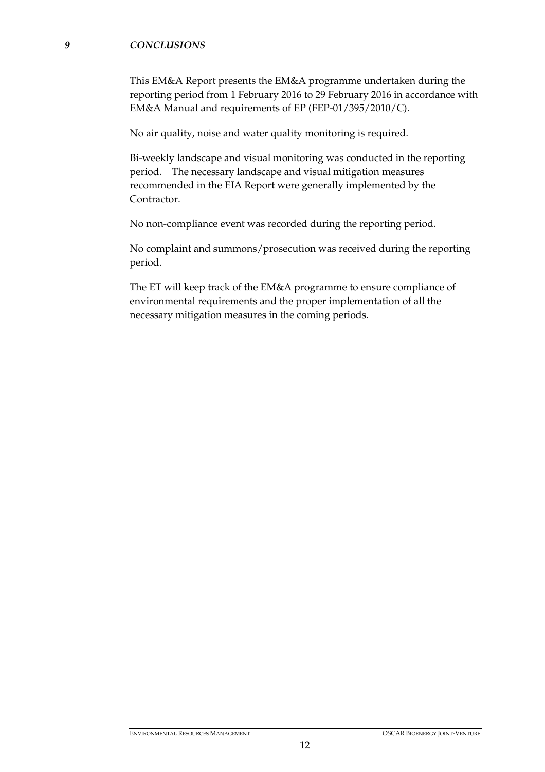# *9 CONCLUSIONS*

This EM&A Report presents the EM&A programme undertaken during the reporting period from 1 February 2016 to 29 February 2016 in accordance with EM&A Manual and requirements of EP (FEP-01/395/2010/C).

No air quality, noise and water quality monitoring is required.

Bi-weekly landscape and visual monitoring was conducted in the reporting period. The necessary landscape and visual mitigation measures recommended in the EIA Report were generally implemented by the Contractor.

No non-compliance event was recorded during the reporting period.

No complaint and summons/prosecution was received during the reporting period.

The ET will keep track of the EM&A programme to ensure compliance of environmental requirements and the proper implementation of all the necessary mitigation measures in the coming periods.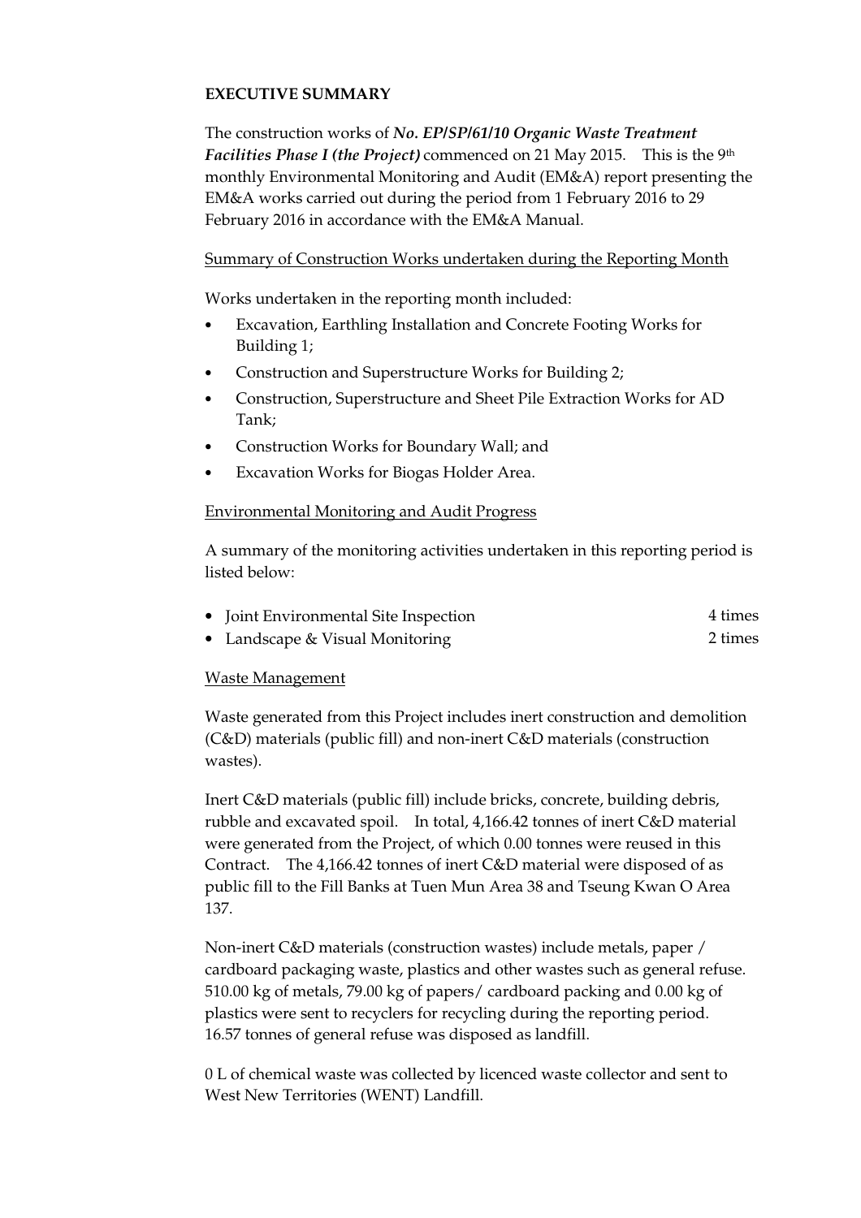## EXECUTIVE SUMMARY

The construction works of ***No. EP/SP/61/10 Organic Waste Treatment Facilities Phase I (the Project)*** commenced on 21 May 2015. This is the 9th monthly Environmental Monitoring and Audit (EM&A) report presenting the EM&A works carried out during the period from 1 February 2016 to 29 February 2016 in accordance with the EM&A Manual.

### Summary of Construction Works undertaken during the Reporting Month

Works undertaken in the reporting month included:

- Excavation, Earthling Installation and Concrete Footing Works for Building 1;
- Construction and Superstructure Works for Building 2;
- Construction, Superstructure and Sheet Pile Extraction Works for AD Tank;
- Construction Works for Boundary Wall; and
- Excavation Works for Biogas Holder Area.

### Environmental Monitoring and Audit Progress

A summary of the monitoring activities undertaken in this reporting period is listed below:

- Joint Environmental Site Inspection — 4 times
- Landscape & Visual Monitoring — 2 times

### Waste Management

Waste generated from this Project includes inert construction and demolition (C&D) materials (public fill) and non-inert C&D materials (construction wastes).

Inert C&D materials (public fill) include bricks, concrete, building debris, rubble and excavated spoil. In total, 4,166.42 tonnes of inert C&D material were generated from the Project, of which 0.00 tonnes were reused in this Contract. The 4,166.42 tonnes of inert C&D material were disposed of as public fill to the Fill Banks at Tuen Mun Area 38 and Tseung Kwan O Area 137.

Non-inert C&D materials (construction wastes) include metals, paper / cardboard packaging waste, plastics and other wastes such as general refuse. 510.00 kg of metals, 79.00 kg of papers/ cardboard packing and 0.00 kg of plastics were sent to recyclers for recycling during the reporting period. 16.57 tonnes of general refuse was disposed as landfill.

0 L of chemical waste was collected by licenced waste collector and sent to West New Territories (WENT) Landfill.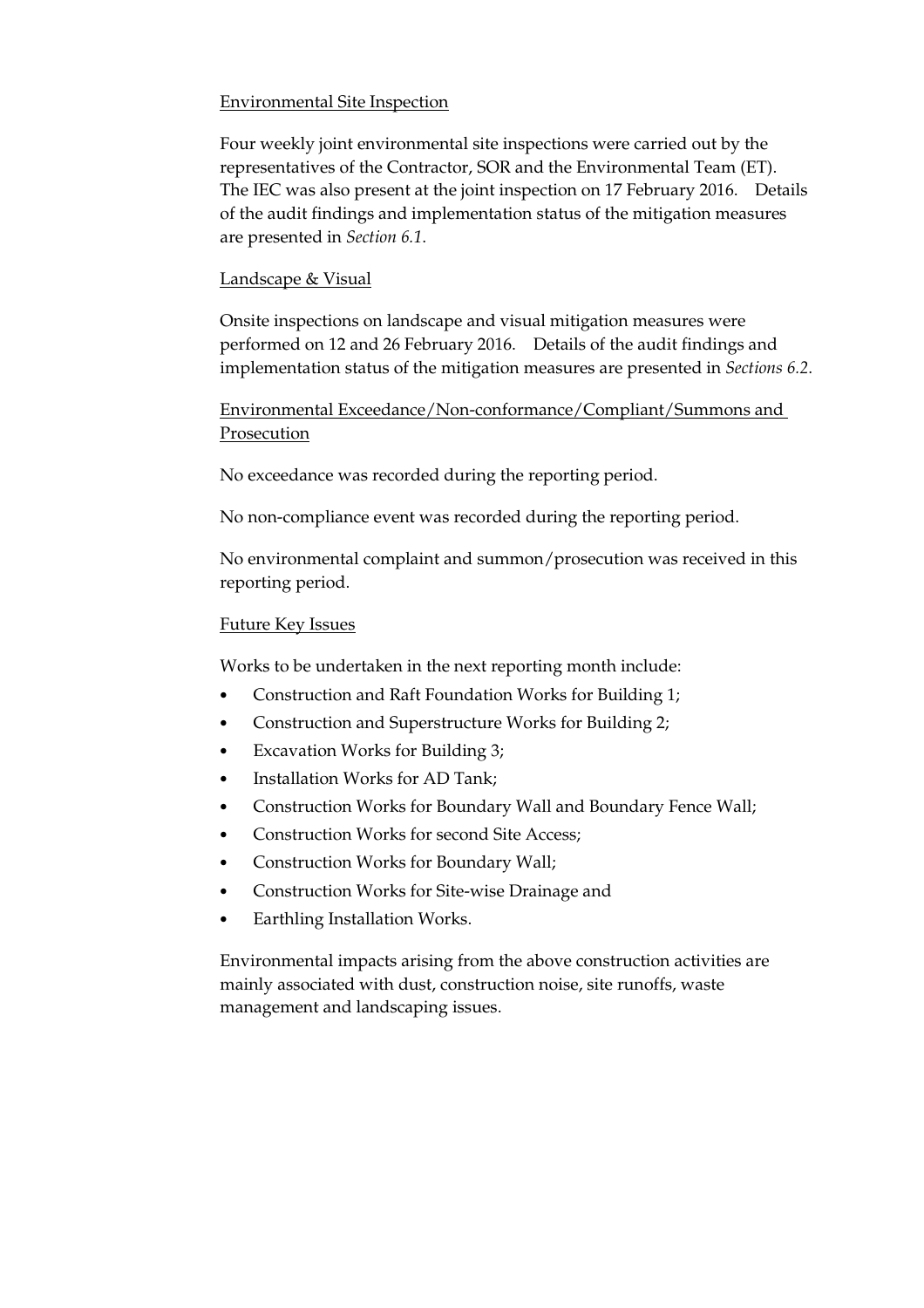<u>Environmental Site Inspection</u>

Four weekly joint environmental site inspections were carried out by the representatives of the Contractor, SOR and the Environmental Team (ET). The IEC was also present at the joint inspection on 17 February 2016. Details of the audit findings and implementation status of the mitigation measures are presented in *Section 6.1*.

<u>Landscape & Visual</u>

Onsite inspections on landscape and visual mitigation measures were performed on 12 and 26 February 2016. Details of the audit findings and implementation status of the mitigation measures are presented in *Sections 6.2*.

<u>Environmental Exceedance/Non-conformance/Compliant/Summons and Prosecution</u>

No exceedance was recorded during the reporting period.

No non-compliance event was recorded during the reporting period.

No environmental complaint and summon/prosecution was received in this reporting period.

<u>Future Key Issues</u>

Works to be undertaken in the next reporting month include:

- Construction and Raft Foundation Works for Building 1;
- Construction and Superstructure Works for Building 2;
- Excavation Works for Building 3;
- Installation Works for AD Tank;
- Construction Works for Boundary Wall and Boundary Fence Wall;
- Construction Works for second Site Access;
- Construction Works for Boundary Wall;
- Construction Works for Site-wise Drainage and
- Earthling Installation Works.

Environmental impacts arising from the above construction activities are mainly associated with dust, construction noise, site runoffs, waste management and landscaping issues.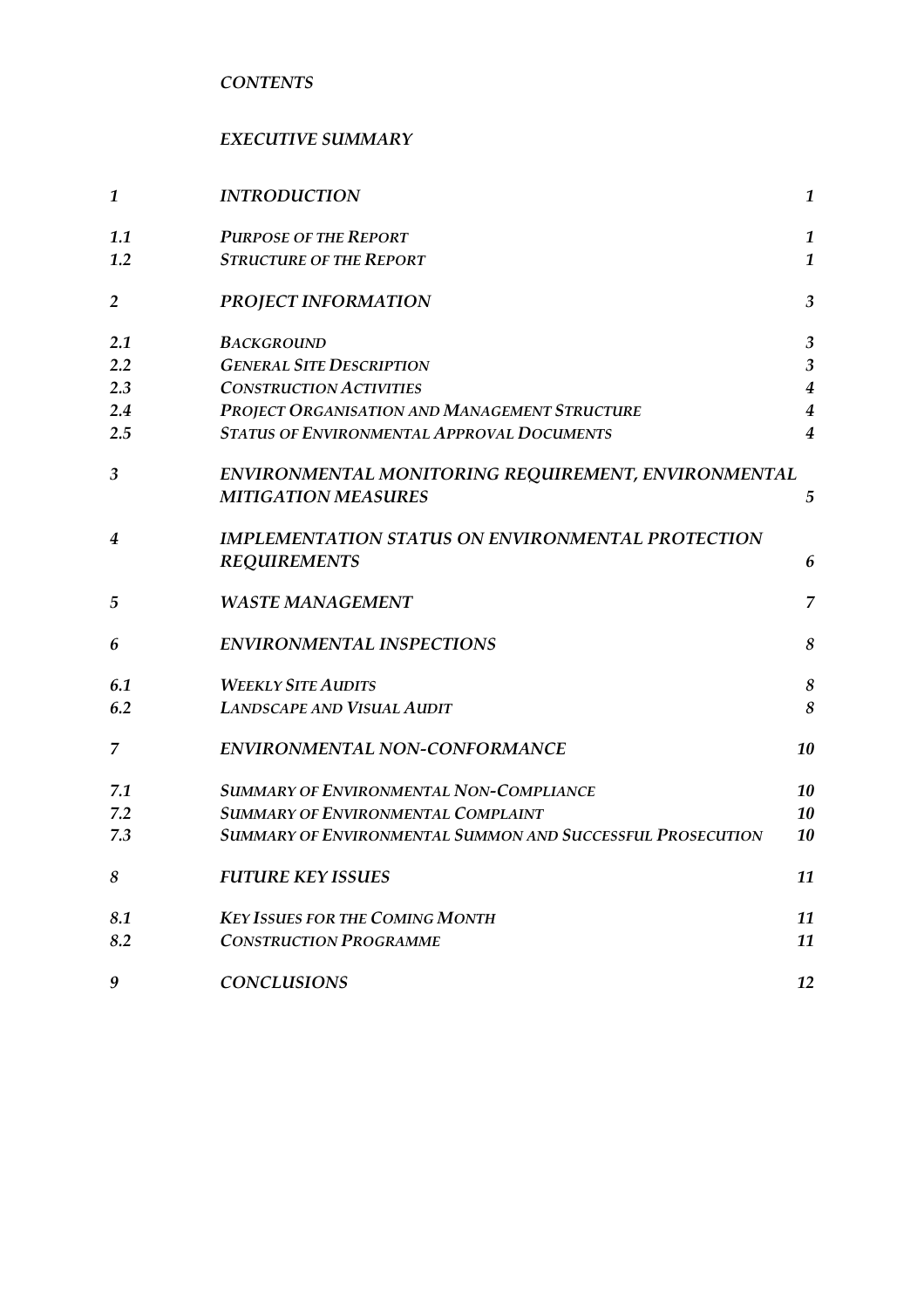*CONTENTS*

*EXECUTIVE SUMMARY*

| | | |
|---|---|---|
| ***1*** | ***INTRODUCTION*** | ***1*** |
| ***1.1*** | ***PURPOSE OF THE REPORT*** | ***1*** |
| ***1.2*** | ***STRUCTURE OF THE REPORT*** | ***1*** |
| ***2*** | ***PROJECT INFORMATION*** | ***3*** |
| ***2.1*** | ***BACKGROUND*** | ***3*** |
| ***2.2*** | ***GENERAL SITE DESCRIPTION*** | ***3*** |
| ***2.3*** | ***CONSTRUCTION ACTIVITIES*** | ***4*** |
| ***2.4*** | ***PROJECT ORGANISATION AND MANAGEMENT STRUCTURE*** | ***4*** |
| ***2.5*** | ***STATUS OF ENVIRONMENTAL APPROVAL DOCUMENTS*** | ***4*** |
| ***3*** | ***ENVIRONMENTAL MONITORING REQUIREMENT, ENVIRONMENTAL MITIGATION MEASURES*** | ***5*** |
| ***4*** | ***IMPLEMENTATION STATUS ON ENVIRONMENTAL PROTECTION REQUIREMENTS*** | ***6*** |
| ***5*** | ***WASTE MANAGEMENT*** | ***7*** |
| ***6*** | ***ENVIRONMENTAL INSPECTIONS*** | ***8*** |
| ***6.1*** | ***WEEKLY SITE AUDITS*** | ***8*** |
| ***6.2*** | ***LANDSCAPE AND VISUAL AUDIT*** | ***8*** |
| ***7*** | ***ENVIRONMENTAL NON-CONFORMANCE*** | ***10*** |
| ***7.1*** | ***SUMMARY OF ENVIRONMENTAL NON-COMPLIANCE*** | ***10*** |
| ***7.2*** | ***SUMMARY OF ENVIRONMENTAL COMPLAINT*** | ***10*** |
| ***7.3*** | ***SUMMARY OF ENVIRONMENTAL SUMMON AND SUCCESSFUL PROSECUTION*** | ***10*** |
| ***8*** | ***FUTURE KEY ISSUES*** | ***11*** |
| ***8.1*** | ***KEY ISSUES FOR THE COMING MONTH*** | ***11*** |
| ***8.2*** | ***CONSTRUCTION PROGRAMME*** | ***11*** |
| ***9*** | ***CONCLUSIONS*** | ***12*** |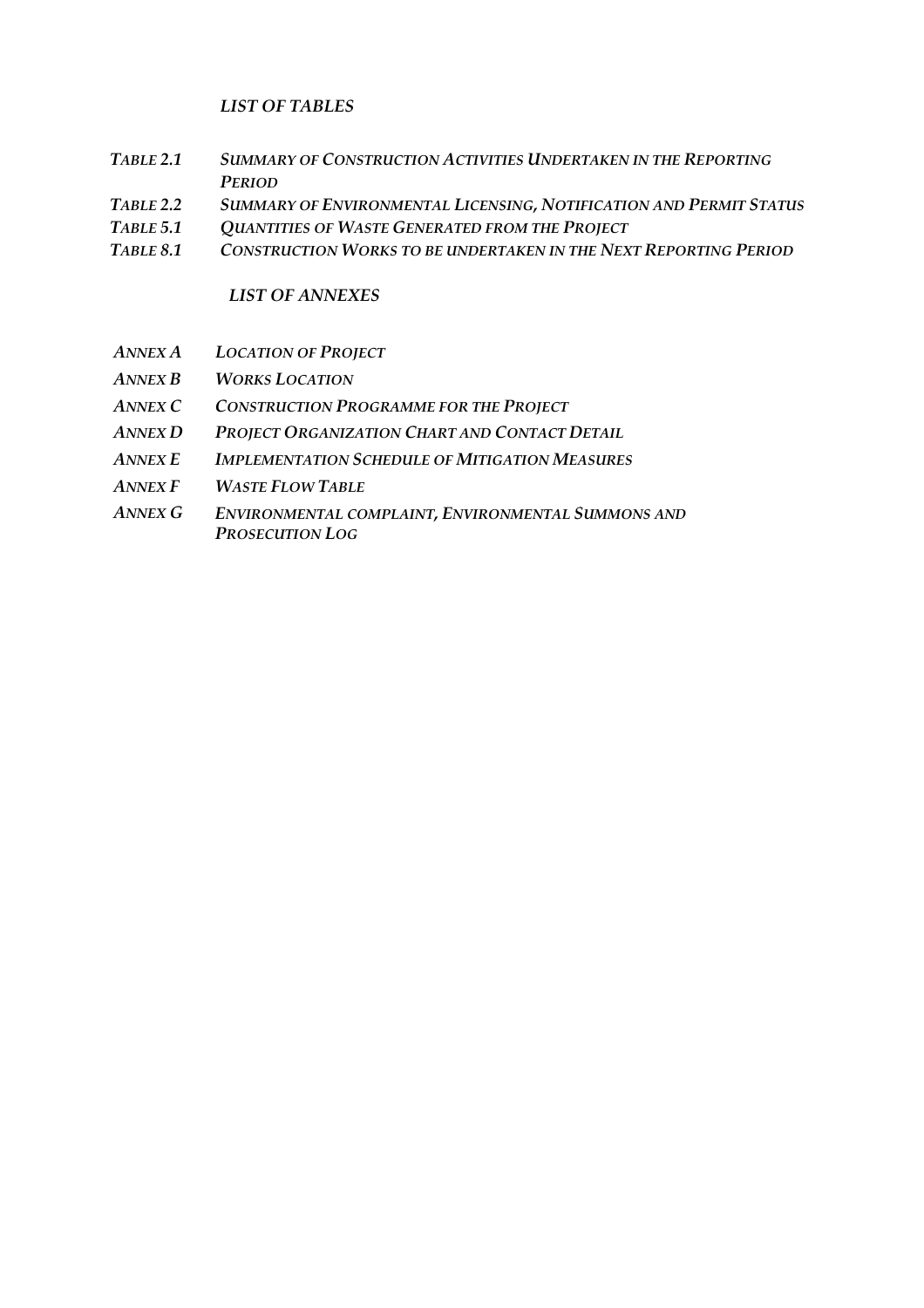### *LIST OF TABLES*

| | |
|---|---|
| *TABLE 2.1* | *SUMMARY OF CONSTRUCTION ACTIVITIES UNDERTAKEN IN THE REPORTING PERIOD* |
| *TABLE 2.2* | *SUMMARY OF ENVIRONMENTAL LICENSING, NOTIFICATION AND PERMIT STATUS* |
| *TABLE 5.1* | *QUANTITIES OF WASTE GENERATED FROM THE PROJECT* |
| *TABLE 8.1* | *CONSTRUCTION WORKS TO BE UNDERTAKEN IN THE NEXT REPORTING PERIOD* |

### *LIST OF ANNEXES*

| | |
|---|---|
| *ANNEX A* | *LOCATION OF PROJECT* |
| *ANNEX B* | *WORKS LOCATION* |
| *ANNEX C* | *CONSTRUCTION PROGRAMME FOR THE PROJECT* |
| *ANNEX D* | *PROJECT ORGANIZATION CHART AND CONTACT DETAIL* |
| *ANNEX E* | *IMPLEMENTATION SCHEDULE OF MITIGATION MEASURES* |
| *ANNEX F* | *WASTE FLOW TABLE* |
| *ANNEX G* | *ENVIRONMENTAL COMPLAINT, ENVIRONMENTAL SUMMONS AND PROSECUTION LOG* |